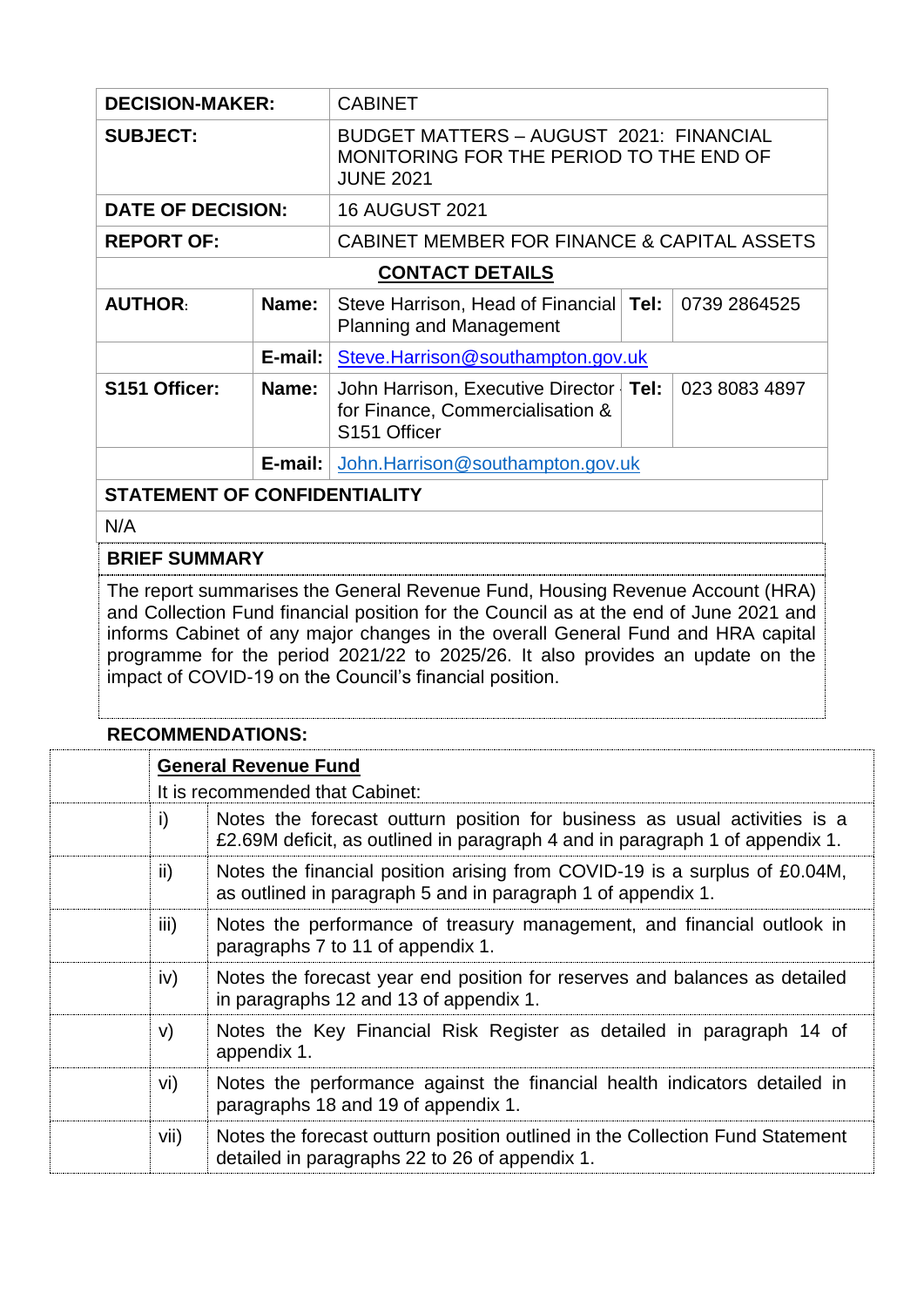| DECISION-MAKER: | | CABINET | | |
|---|---|---|---|---|
| **SUBJECT:** | | BUDGET MATTERS – AUGUST 2021: FINANCIAL MONITORING FOR THE PERIOD TO THE END OF JUNE 2021 | | |
| **DATE OF DECISION:** | | 16 AUGUST 2021 | | |
| **REPORT OF:** | | CABINET MEMBER FOR FINANCE & CAPITAL ASSETS | | |
| | | **CONTACT DETAILS** | | |
| **AUTHOR:** | **Name:** | Steve Harrison, Head of Financial Planning and Management | **Tel:** | 0739 2864525 |
| | **E-mail:** | Steve.Harrison@southampton.gov.uk | | |
| **S151 Officer:** | **Name:** | John Harrison, Executive Director for Finance, Commercialisation & S151 Officer | **Tel:** | 023 8083 4897 |
| | **E-mail:** | John.Harrison@southampton.gov.uk | | |

**STATEMENT OF CONFIDENTIALITY**

N/A

**BRIEF SUMMARY**

The report summarises the General Revenue Fund, Housing Revenue Account (HRA) and Collection Fund financial position for the Council as at the end of June 2021 and informs Cabinet of any major changes in the overall General Fund and HRA capital programme for the period 2021/22 to 2025/26. It also provides an update on the impact of COVID-19 on the Council's financial position.

**RECOMMENDATIONS:**

**General Revenue Fund**

It is recommended that Cabinet:

| | |
|---|---|
| i) | Notes the forecast outturn position for business as usual activities is a £2.69M deficit, as outlined in paragraph 4 and in paragraph 1 of appendix 1. |
| ii) | Notes the financial position arising from COVID-19 is a surplus of £0.04M, as outlined in paragraph 5 and in paragraph 1 of appendix 1. |
| iii) | Notes the performance of treasury management, and financial outlook in paragraphs 7 to 11 of appendix 1. |
| iv) | Notes the forecast year end position for reserves and balances as detailed in paragraphs 12 and 13 of appendix 1. |
| v) | Notes the Key Financial Risk Register as detailed in paragraph 14 of appendix 1. |
| vi) | Notes the performance against the financial health indicators detailed in paragraphs 18 and 19 of appendix 1. |
| vii) | Notes the forecast outturn position outlined in the Collection Fund Statement detailed in paragraphs 22 to 26 of appendix 1. |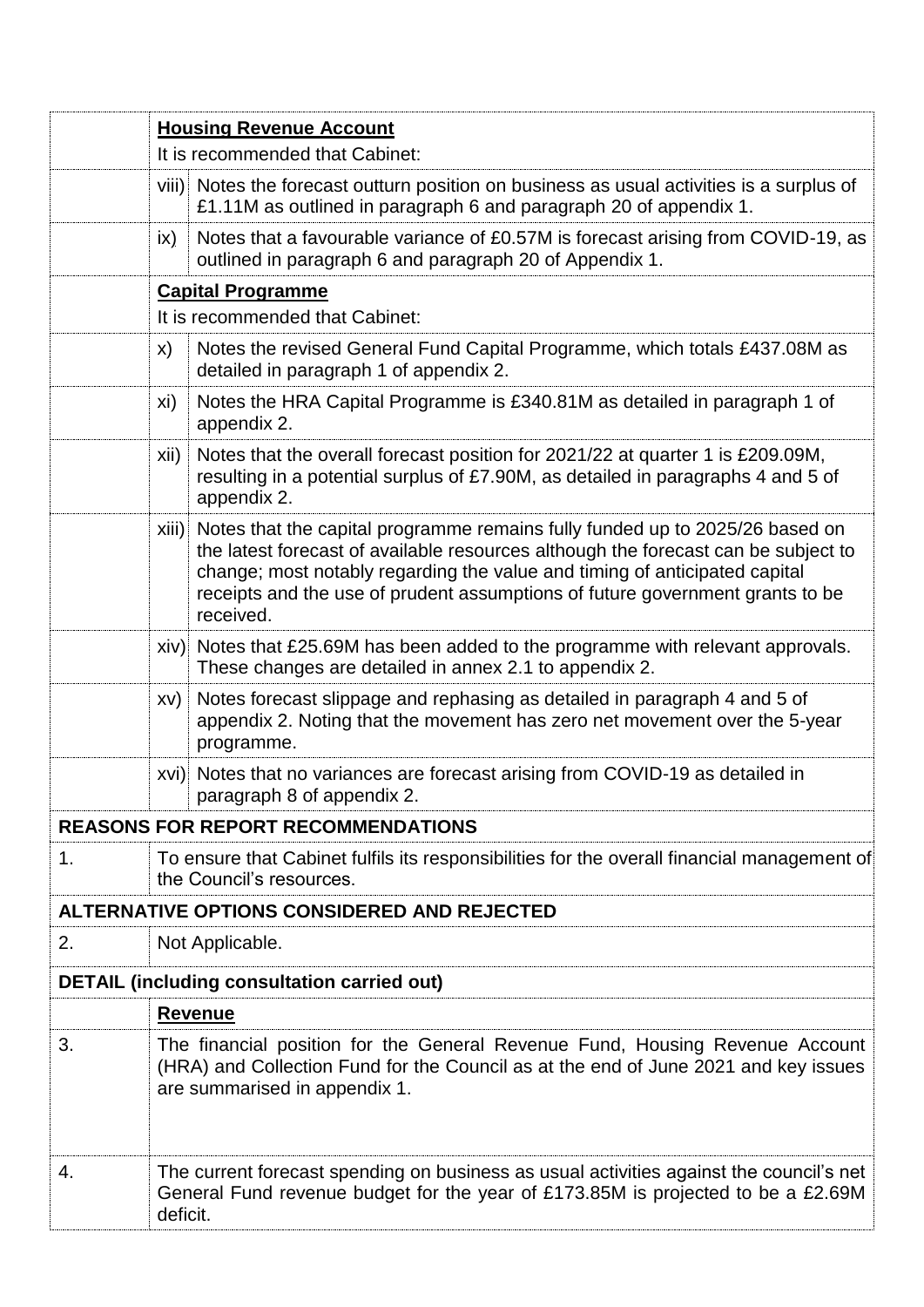| | | |
|---|---|---|
| | **Housing Revenue Account** | |
| | It is recommended that Cabinet: | |
| | viii) | Notes the forecast outturn position on business as usual activities is a surplus of £1.11M as outlined in paragraph 6 and paragraph 20 of appendix 1. |
| | ix) | Notes that a favourable variance of £0.57M is forecast arising from COVID-19, as outlined in paragraph 6 and paragraph 20 of Appendix 1. |
| | **Capital Programme** | |
| | It is recommended that Cabinet: | |
| | x) | Notes the revised General Fund Capital Programme, which totals £437.08M as detailed in paragraph 1 of appendix 2. |
| | xi) | Notes the HRA Capital Programme is £340.81M as detailed in paragraph 1 of appendix 2. |
| | xii) | Notes that the overall forecast position for 2021/22 at quarter 1 is £209.09M, resulting in a potential surplus of £7.90M, as detailed in paragraphs 4 and 5 of appendix 2. |
| | xiii) | Notes that the capital programme remains fully funded up to 2025/26 based on the latest forecast of available resources although the forecast can be subject to change; most notably regarding the value and timing of anticipated capital receipts and the use of prudent assumptions of future government grants to be received. |
| | xiv) | Notes that £25.69M has been added to the programme with relevant approvals. These changes are detailed in annex 2.1 to appendix 2. |
| | xv) | Notes forecast slippage and rephasing as detailed in paragraph 4 and 5 of appendix 2. Noting that the movement has zero net movement over the 5-year programme. |
| | xvi) | Notes that no variances are forecast arising from COVID-19 as detailed in paragraph 8 of appendix 2. |

**REASONS FOR REPORT RECOMMENDATIONS**

| | |
|---|---|
| 1. | To ensure that Cabinet fulfils its responsibilities for the overall financial management of the Council's resources. |

**ALTERNATIVE OPTIONS CONSIDERED AND REJECTED**

| | |
|---|---|
| 2. | Not Applicable. |

**DETAIL (including consultation carried out)**

| | |
|---|---|
| | **Revenue** |
| 3. | The financial position for the General Revenue Fund, Housing Revenue Account (HRA) and Collection Fund for the Council as at the end of June 2021 and key issues are summarised in appendix 1. |
| 4. | The current forecast spending on business as usual activities against the council's net General Fund revenue budget for the year of £173.85M is projected to be a £2.69M deficit. |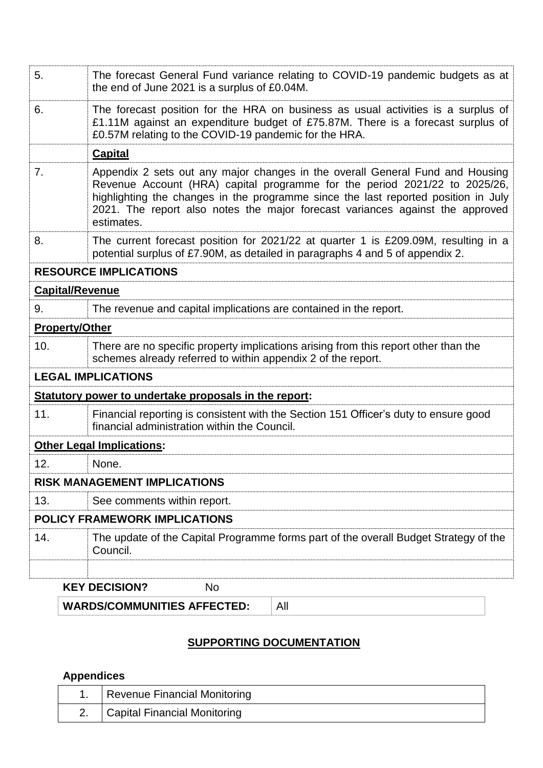| | |
|---|---|
| 5. | The forecast General Fund variance relating to COVID-19 pandemic budgets as at the end of June 2021 is a surplus of £0.04M. |
| 6. | The forecast position for the HRA on business as usual activities is a surplus of £1.11M against an expenditure budget of £75.87M. There is a forecast surplus of £0.57M relating to the COVID-19 pandemic for the HRA. |
| | **Capital** |
| 7. | Appendix 2 sets out any major changes in the overall General Fund and Housing Revenue Account (HRA) capital programme for the period 2021/22 to 2025/26, highlighting the changes in the programme since the last reported position in July 2021. The report also notes the major forecast variances against the approved estimates. |
| 8. | The current forecast position for 2021/22 at quarter 1 is £209.09M, resulting in a potential surplus of £7.90M, as detailed in paragraphs 4 and 5 of appendix 2. |
| **RESOURCE IMPLICATIONS** | |
| **Capital/Revenue** | |
| 9. | The revenue and capital implications are contained in the report. |
| **Property/Other** | |
| 10. | There are no specific property implications arising from this report other than the schemes already referred to within appendix 2 of the report. |
| **LEGAL IMPLICATIONS** | |
| **Statutory power to undertake proposals in the report:** | |
| 11. | Financial reporting is consistent with the Section 151 Officer's duty to ensure good financial administration within the Council. |
| **Other Legal Implications:** | |
| 12. | None. |
| **RISK MANAGEMENT IMPLICATIONS** | |
| 13. | See comments within report. |
| **POLICY FRAMEWORK IMPLICATIONS** | |
| 14. | The update of the Capital Programme forms part of the overall Budget Strategy of the Council. |
| | |

**KEY DECISION?** No

| | |
|---|---|
| **WARDS/COMMUNITIES AFFECTED:** | All |

## SUPPORTING DOCUMENTATION

**Appendices**

| | |
|---|---|
| 1. | Revenue Financial Monitoring |
| 2. | Capital Financial Monitoring |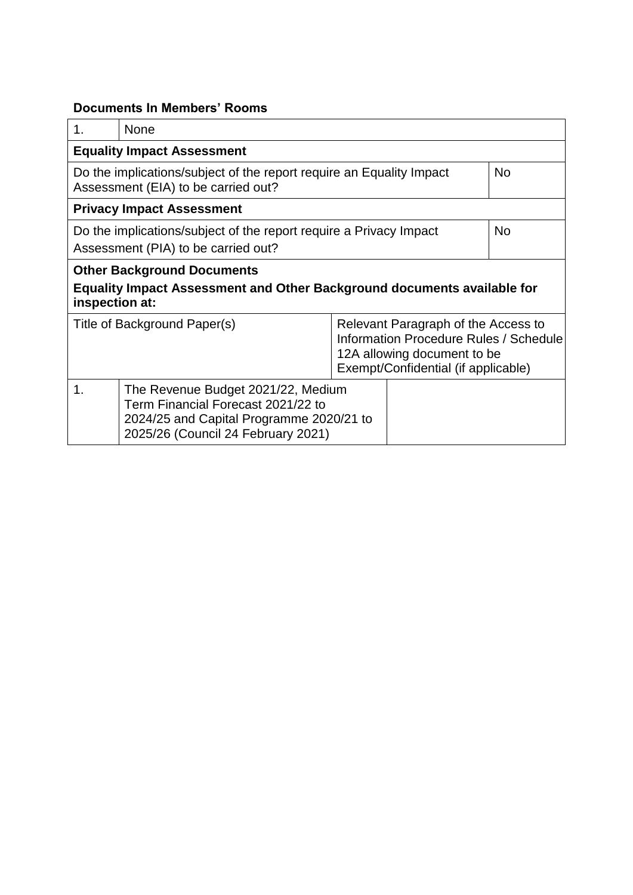**Documents In Members' Rooms**

| | |
|---|---|
| 1. | None |

**Equality Impact Assessment**

| | |
|---|---|
| Do the implications/subject of the report require an Equality Impact Assessment (EIA) to be carried out? | No |

**Privacy Impact Assessment**

| | |
|---|---|
| Do the implications/subject of the report require a Privacy Impact Assessment (PIA) to be carried out? | No |

**Other Background Documents**

**Equality Impact Assessment and Other Background documents available for inspection at:**

| Title of Background Paper(s) | | Relevant Paragraph of the Access to Information Procedure Rules / Schedule 12A allowing document to be Exempt/Confidential (if applicable) |
|---|---|---|
| 1. | The Revenue Budget 2021/22, Medium Term Financial Forecast 2021/22 to 2024/25 and Capital Programme 2020/21 to 2025/26 (Council 24 February 2021) | |